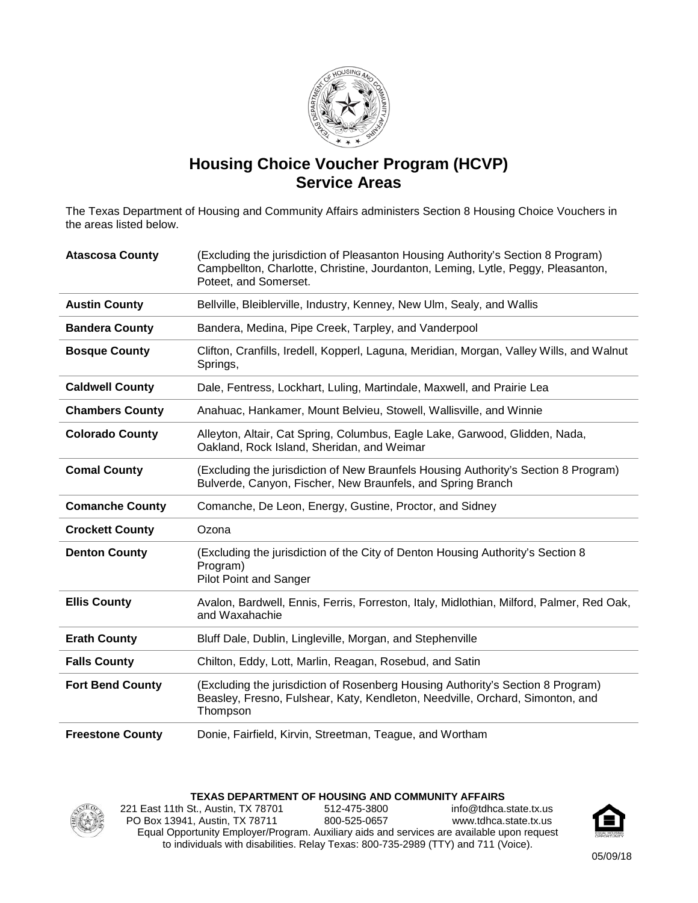# Housing Choice Voucher Program (HCVP) Service Areas

The Texas Department of Housing and Community Affairs administers Section 8 Housing Choice Vouchers in the areas listed below.

| County | Areas |
|---|---|
| **Atascosa County** | (Excluding the jurisdiction of Pleasanton Housing Authority's Section 8 Program) Campbellton, Charlotte, Christine, Jourdanton, Leming, Lytle, Peggy, Pleasanton, Poteet, and Somerset. |
| **Austin County** | Bellville, Bleiblerville, Industry, Kenney, New Ulm, Sealy, and Wallis |
| **Bandera County** | Bandera, Medina, Pipe Creek, Tarpley, and Vanderpool |
| **Bosque County** | Clifton, Cranfills, Iredell, Kopperl, Laguna, Meridian, Morgan, Valley Wills, and Walnut Springs, |
| **Caldwell County** | Dale, Fentress, Lockhart, Luling, Martindale, Maxwell, and Prairie Lea |
| **Chambers County** | Anahuac, Hankamer, Mount Belvieu, Stowell, Wallisville, and Winnie |
| **Colorado County** | Alleyton, Altair, Cat Spring, Columbus, Eagle Lake, Garwood, Glidden, Nada, Oakland, Rock Island, Sheridan, and Weimar |
| **Comal County** | (Excluding the jurisdiction of New Braunfels Housing Authority's Section 8 Program) Bulverde, Canyon, Fischer, New Braunfels, and Spring Branch |
| **Comanche County** | Comanche, De Leon, Energy, Gustine, Proctor, and Sidney |
| **Crockett County** | Ozona |
| **Denton County** | (Excluding the jurisdiction of the City of Denton Housing Authority's Section 8 Program) Pilot Point and Sanger |
| **Ellis County** | Avalon, Bardwell, Ennis, Ferris, Forreston, Italy, Midlothian, Milford, Palmer, Red Oak, and Waxahachie |
| **Erath County** | Bluff Dale, Dublin, Lingleville, Morgan, and Stephenville |
| **Falls County** | Chilton, Eddy, Lott, Marlin, Reagan, Rosebud, and Satin |
| **Fort Bend County** | (Excluding the jurisdiction of Rosenberg Housing Authority's Section 8 Program) Beasley, Fresno, Fulshear, Katy, Kendleton, Needville, Orchard, Simonton, and Thompson |
| **Freestone County** | Donie, Fairfield, Kirvin, Streetman, Teague, and Wortham |

**TEXAS DEPARTMENT OF HOUSING AND COMMUNITY AFFAIRS**
221 East 11th St., Austin, TX 78701 | 512-475-3800 | info@tdhca.state.tx.us
PO Box 13941, Austin, TX 78711 | 800-525-0657 | www.tdhca.state.tx.us
Equal Opportunity Employer/Program. Auxiliary aids and services are available upon request to individuals with disabilities. Relay Texas: 800-735-2989 (TTY) and 711 (Voice).

05/09/18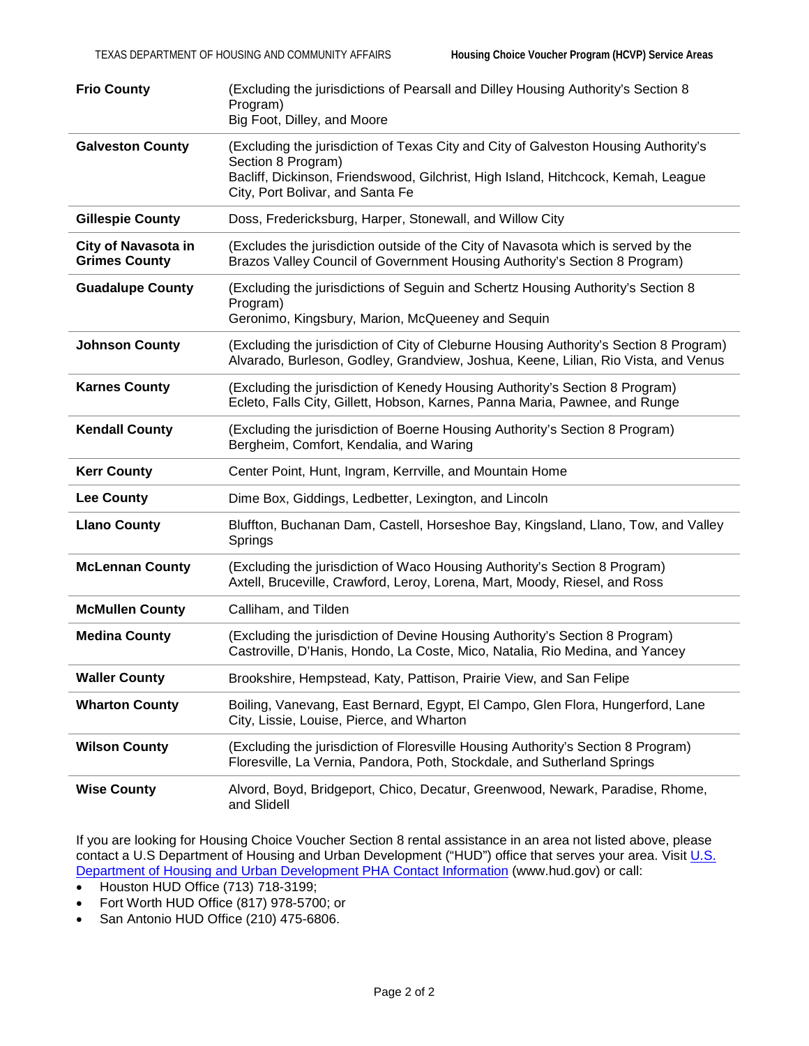| | |
|---|---|
| **Frio County** | (Excluding the jurisdictions of Pearsall and Dilley Housing Authority's Section 8 Program)<br>Big Foot, Dilley, and Moore |
| **Galveston County** | (Excluding the jurisdiction of Texas City and City of Galveston Housing Authority's Section 8 Program)<br>Bacliff, Dickinson, Friendswood, Gilchrist, High Island, Hitchcock, Kemah, League City, Port Bolivar, and Santa Fe |
| **Gillespie County** | Doss, Fredericksburg, Harper, Stonewall, and Willow City |
| **City of Navasota in Grimes County** | (Excludes the jurisdiction outside of the City of Navasota which is served by the Brazos Valley Council of Government Housing Authority's Section 8 Program) |
| **Guadalupe County** | (Excluding the jurisdictions of Seguin and Schertz Housing Authority's Section 8 Program)<br>Geronimo, Kingsbury, Marion, McQueeney and Sequin |
| **Johnson County** | (Excluding the jurisdiction of City of Cleburne Housing Authority's Section 8 Program)<br>Alvarado, Burleson, Godley, Grandview, Joshua, Keene, Lilian, Rio Vista, and Venus |
| **Karnes County** | (Excluding the jurisdiction of Kenedy Housing Authority's Section 8 Program)<br>Ecleto, Falls City, Gillett, Hobson, Karnes, Panna Maria, Pawnee, and Runge |
| **Kendall County** | (Excluding the jurisdiction of Boerne Housing Authority's Section 8 Program)<br>Bergheim, Comfort, Kendalia, and Waring |
| **Kerr County** | Center Point, Hunt, Ingram, Kerrville, and Mountain Home |
| **Lee County** | Dime Box, Giddings, Ledbetter, Lexington, and Lincoln |
| **Llano County** | Bluffton, Buchanan Dam, Castell, Horseshoe Bay, Kingsland, Llano, Tow, and Valley Springs |
| **McLennan County** | (Excluding the jurisdiction of Waco Housing Authority's Section 8 Program)<br>Axtell, Bruceville, Crawford, Leroy, Lorena, Mart, Moody, Riesel, and Ross |
| **McMullen County** | Calliham, and Tilden |
| **Medina County** | (Excluding the jurisdiction of Devine Housing Authority's Section 8 Program)<br>Castroville, D'Hanis, Hondo, La Coste, Mico, Natalia, Rio Medina, and Yancey |
| **Waller County** | Brookshire, Hempstead, Katy, Pattison, Prairie View, and San Felipe |
| **Wharton County** | Boiling, Vanevang, East Bernard, Egypt, El Campo, Glen Flora, Hungerford, Lane City, Lissie, Louise, Pierce, and Wharton |
| **Wilson County** | (Excluding the jurisdiction of Floresville Housing Authority's Section 8 Program)<br>Floresville, La Vernia, Pandora, Poth, Stockdale, and Sutherland Springs |
| **Wise County** | Alvord, Boyd, Bridgeport, Chico, Decatur, Greenwood, Newark, Paradise, Rhome, and Slidell |

If you are looking for Housing Choice Voucher Section 8 rental assistance in an area not listed above, please contact a U.S Department of Housing and Urban Development ("HUD") office that serves your area. Visit U.S. Department of Housing and Urban Development PHA Contact Information (www.hud.gov) or call:

- Houston HUD Office (713) 718-3199;
- Fort Worth HUD Office (817) 978-5700; or
- San Antonio HUD Office (210) 475-6806.